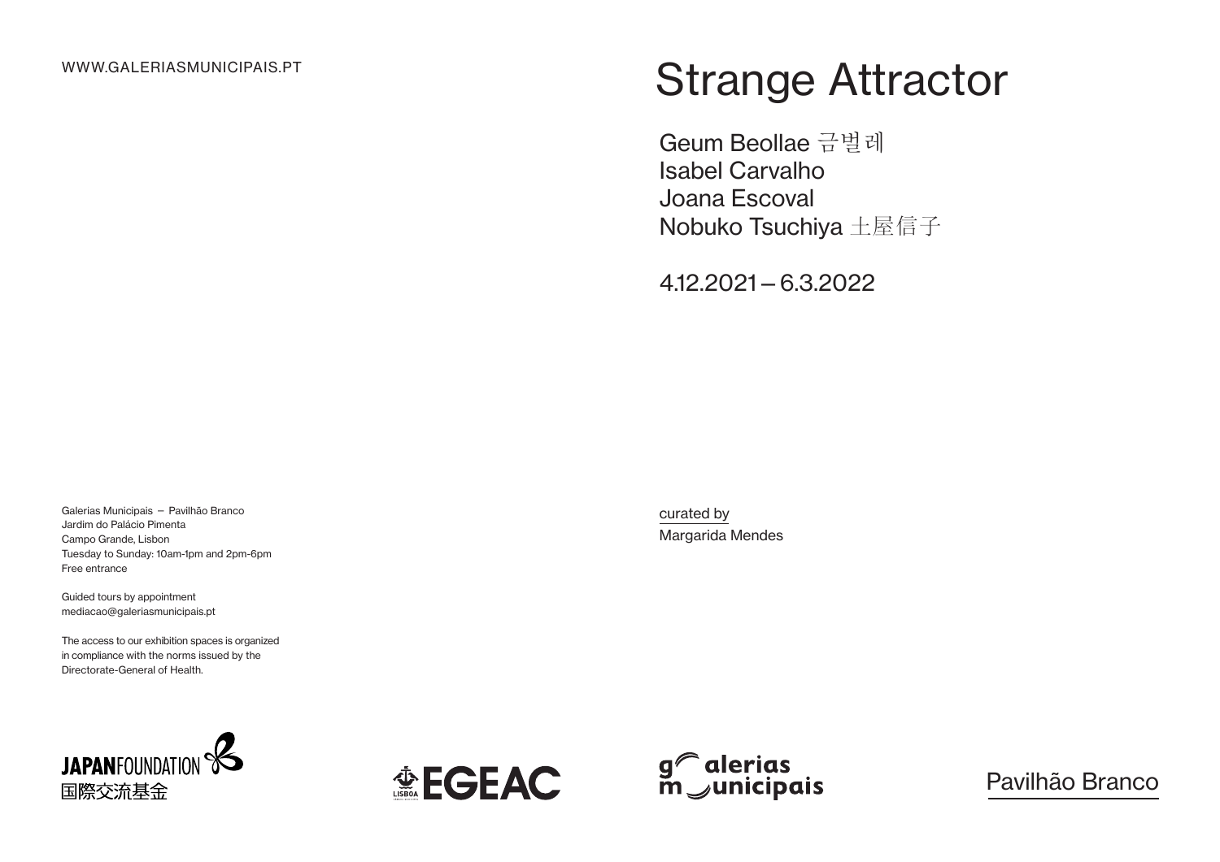WWW.GALERIASMUNICIPAIS.PT

# Strange Attractor

Geum Beollae 금벌레
Isabel Carvalho
Joana Escoval
Nobuko Tsuchiya 土屋信子

4.12.2021 – 6.3.2022

curated by
Margarida Mendes

Galerias Municipais – Pavilhão Branco
Jardim do Palácio Pimenta
Campo Grande, Lisbon
Tuesday to Sunday: 10am-1pm and 2pm-6pm
Free entrance

Guided tours by appointment
mediacao@galeriasmunicipais.pt

The access to our exhibition spaces is organized in compliance with the norms issued by the Directorate-General of Health.

JAPANFOUNDATION 国際交流基金

LISBOA EGEAC

galerias municipais

Pavilhão Branco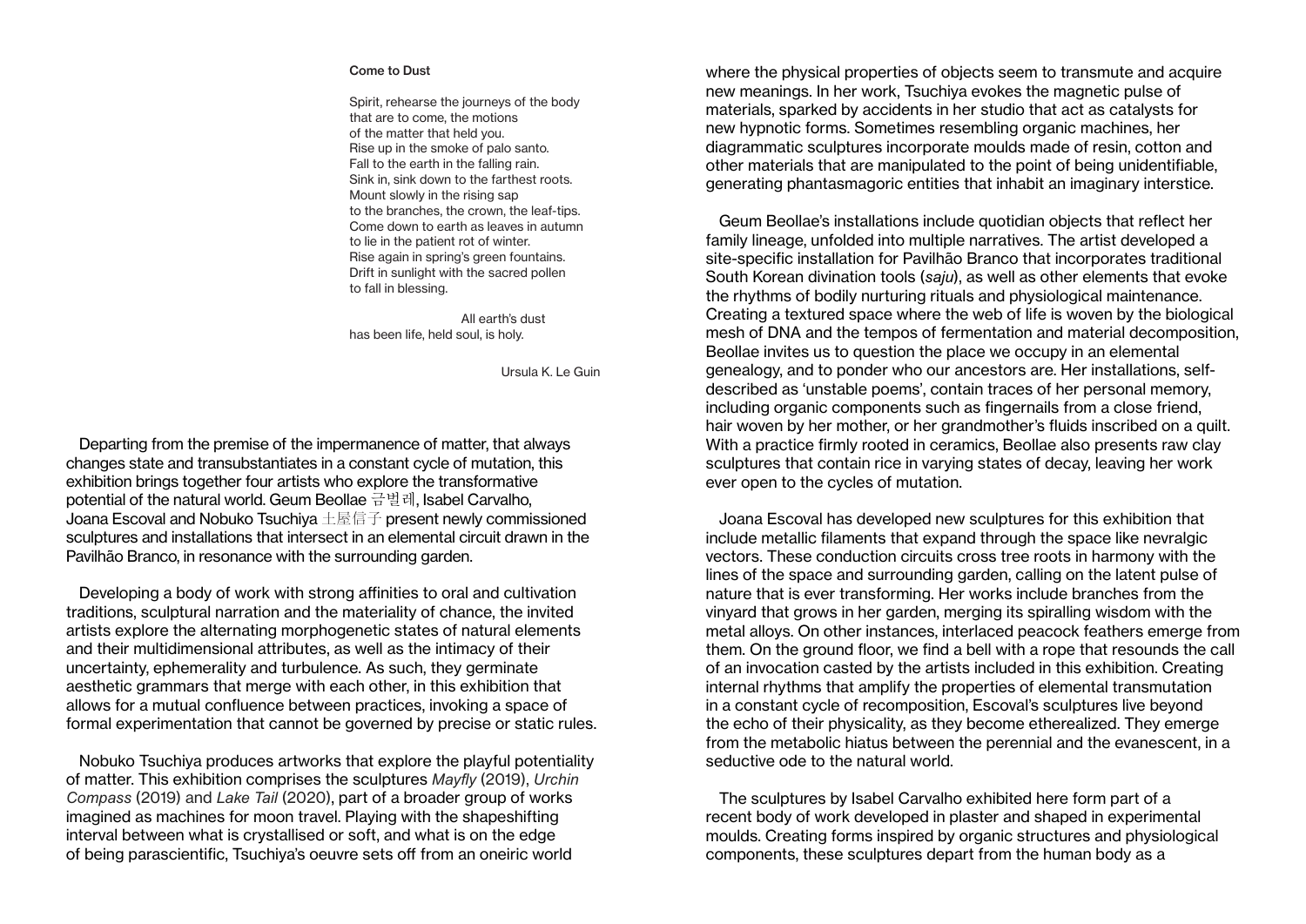**Come to Dust**

Spirit, rehearse the journeys of the body
that are to come, the motions
of the matter that held you.
Rise up in the smoke of palo santo.
Fall to the earth in the falling rain.
Sink in, sink down to the farthest roots.
Mount slowly in the rising sap
to the branches, the crown, the leaf-tips.
Come down to earth as leaves in autumn
to lie in the patient rot of winter.
Rise again in spring's green fountains.
Drift in sunlight with the sacred pollen
to fall in blessing.

All earth's dust
has been life, held soul, is holy.

Ursula K. Le Guin

Departing from the premise of the impermanence of matter, that always changes state and transubstantiates in a constant cycle of mutation, this exhibition brings together four artists who explore the transformative potential of the natural world. Geum Beollae 금벌레, Isabel Carvalho, Joana Escoval and Nobuko Tsuchiya 土屋信子 present newly commissioned sculptures and installations that intersect in an elemental circuit drawn in the Pavilhão Branco, in resonance with the surrounding garden.

Developing a body of work with strong affinities to oral and cultivation traditions, sculptural narration and the materiality of chance, the invited artists explore the alternating morphogenetic states of natural elements and their multidimensional attributes, as well as the intimacy of their uncertainty, ephemerality and turbulence. As such, they germinate aesthetic grammars that merge with each other, in this exhibition that allows for a mutual confluence between practices, invoking a space of formal experimentation that cannot be governed by precise or static rules.

Nobuko Tsuchiya produces artworks that explore the playful potentiality of matter. This exhibition comprises the sculptures *Mayfly* (2019), *Urchin Compass* (2019) and *Lake Tail* (2020), part of a broader group of works imagined as machines for moon travel. Playing with the shapeshifting interval between what is crystallised or soft, and what is on the edge of being parascientific, Tsuchiya's oeuvre sets off from an oneiric world where the physical properties of objects seem to transmute and acquire new meanings. In her work, Tsuchiya evokes the magnetic pulse of materials, sparked by accidents in her studio that act as catalysts for new hypnotic forms. Sometimes resembling organic machines, her diagrammatic sculptures incorporate moulds made of resin, cotton and other materials that are manipulated to the point of being unidentifiable, generating phantasmagoric entities that inhabit an imaginary interstice.

Geum Beollae's installations include quotidian objects that reflect her family lineage, unfolded into multiple narratives. The artist developed a site-specific installation for Pavilhão Branco that incorporates traditional South Korean divination tools (*saju*), as well as other elements that evoke the rhythms of bodily nurturing rituals and physiological maintenance. Creating a textured space where the web of life is woven by the biological mesh of DNA and the tempos of fermentation and material decomposition, Beollae invites us to question the place we occupy in an elemental genealogy, and to ponder who our ancestors are. Her installations, self-described as 'unstable poems', contain traces of her personal memory, including organic components such as fingernails from a close friend, hair woven by her mother, or her grandmother's fluids inscribed on a quilt. With a practice firmly rooted in ceramics, Beollae also presents raw clay sculptures that contain rice in varying states of decay, leaving her work ever open to the cycles of mutation.

Joana Escoval has developed new sculptures for this exhibition that include metallic filaments that expand through the space like nevralgic vectors. These conduction circuits cross tree roots in harmony with the lines of the space and surrounding garden, calling on the latent pulse of nature that is ever transforming. Her works include branches from the vinyard that grows in her garden, merging its spiralling wisdom with the metal alloys. On other instances, interlaced peacock feathers emerge from them. On the ground floor, we find a bell with a rope that resounds the call of an invocation casted by the artists included in this exhibition. Creating internal rhythms that amplify the properties of elemental transmutation in a constant cycle of recomposition, Escoval's sculptures live beyond the echo of their physicality, as they become etherealized. They emerge from the metabolic hiatus between the perennial and the evanescent, in a seductive ode to the natural world.

The sculptures by Isabel Carvalho exhibited here form part of a recent body of work developed in plaster and shaped in experimental moulds. Creating forms inspired by organic structures and physiological components, these sculptures depart from the human body as a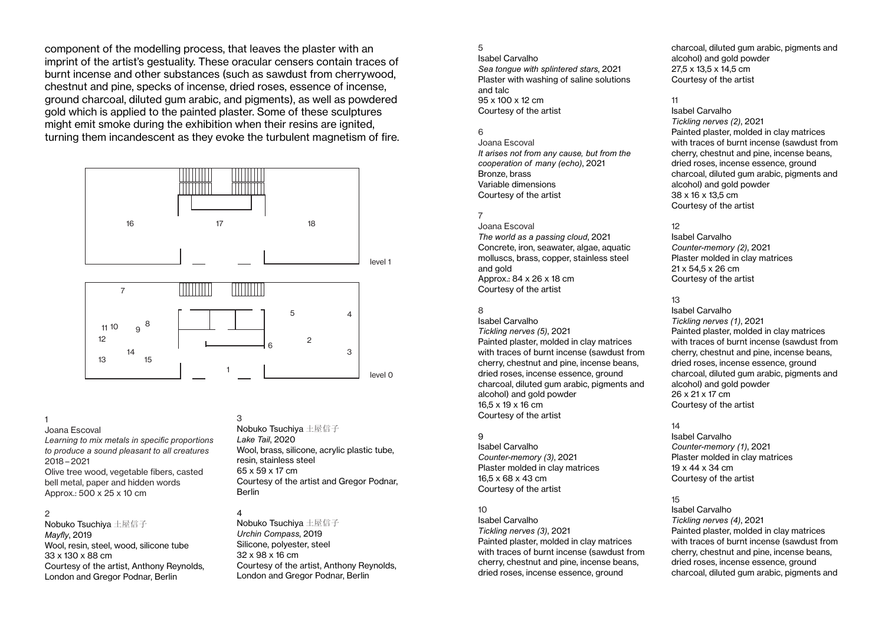component of the modelling process, that leaves the plaster with an imprint of the artist's gestuality. These oracular censers contain traces of burnt incense and other substances (such as sawdust from cherrywood, chestnut and pine, specks of incense, dried roses, essence of incense, ground charcoal, diluted gum arabic, and pigments), as well as powdered gold which is applied to the painted plaster. Some of these sculptures might emit smoke during the exhibition when their resins are ignited, turning them incandescent as they evoke the turbulent magnetism of fire.

16 17 18

level 1

7

11 10 9 8 5 4

12 6 2

13 14 15 3

1

level 0

1
Joana Escoval
*Learning to mix metals in specific proportions to produce a sound pleasant to all creatures*
2018 – 2021
Olive tree wood, vegetable fibers, casted bell metal, paper and hidden words
Approx.: 500 x 25 x 10 cm

2
Nobuko Tsuchiya 土屋信子
*Mayfly*, 2019
Wool, resin, steel, wood, silicone tube
33 x 130 x 88 cm
Courtesy of the artist, Anthony Reynolds, London and Gregor Podnar, Berlin

3
Nobuko Tsuchiya 土屋信子
*Lake Tail*, 2020
Wool, brass, silicone, acrylic plastic tube, resin, stainless steel
65 x 59 x 17 cm
Courtesy of the artist and Gregor Podnar, Berlin

4
Nobuko Tsuchiya 土屋信子
*Urchin Compass*, 2019
Silicone, polyester, steel
32 x 98 x 16 cm
Courtesy of the artist, Anthony Reynolds, London and Gregor Podnar, Berlin

5
Isabel Carvalho
*Sea tongue with splintered stars*, 2021
Plaster with washing of saline solutions and talc
95 x 100 x 12 cm
Courtesy of the artist

6
Joana Escoval
*It arises not from any cause, but from the cooperation of many (echo)*, 2021
Bronze, brass
Variable dimensions
Courtesy of the artist

7
Joana Escoval
*The world as a passing cloud*, 2021
Concrete, iron, seawater, algae, aquatic molluscs, brass, copper, stainless steel and gold
Approx.: 84 x 26 x 18 cm
Courtesy of the artist

8
Isabel Carvalho
*Tickling nerves (5)*, 2021
Painted plaster, molded in clay matrices with traces of burnt incense (sawdust from cherry, chestnut and pine, incense beans, dried roses, incense essence, ground charcoal, diluted gum arabic, pigments and alcohol) and gold powder
16,5 x 19 x 16 cm
Courtesy of the artist

9
Isabel Carvalho
*Counter-memory (3)*, 2021
Plaster molded in clay matrices
16,5 x 68 x 43 cm
Courtesy of the artist

10
Isabel Carvalho
*Tickling nerves (3)*, 2021
Painted plaster, molded in clay matrices with traces of burnt incense (sawdust from cherry, chestnut and pine, incense beans, dried roses, incense essence, ground charcoal, diluted gum arabic, pigments and alcohol) and gold powder
27,5 x 13,5 x 14,5 cm
Courtesy of the artist

11
Isabel Carvalho
*Tickling nerves (2)*, 2021
Painted plaster, molded in clay matrices with traces of burnt incense (sawdust from cherry, chestnut and pine, incense beans, dried roses, incense essence, ground charcoal, diluted gum arabic, pigments and alcohol) and gold powder
38 x 16 x 13,5 cm
Courtesy of the artist

12
Isabel Carvalho
*Counter-memory (2)*, 2021
Plaster molded in clay matrices
21 x 54,5 x 26 cm
Courtesy of the artist

13
Isabel Carvalho
*Tickling nerves (1)*, 2021
Painted plaster, molded in clay matrices with traces of burnt incense (sawdust from cherry, chestnut and pine, incense beans, dried roses, incense essence, ground charcoal, diluted gum arabic, pigments and alcohol) and gold powder
26 x 21 x 17 cm
Courtesy of the artist

14
Isabel Carvalho
*Counter-memory (1)*, 2021
Plaster molded in clay matrices
19 x 44 x 34 cm
Courtesy of the artist

15
Isabel Carvalho
*Tickling nerves (4)*, 2021
Painted plaster, molded in clay matrices with traces of burnt incense (sawdust from cherry, chestnut and pine, incense beans, dried roses, incense essence, ground charcoal, diluted gum arabic, pigments and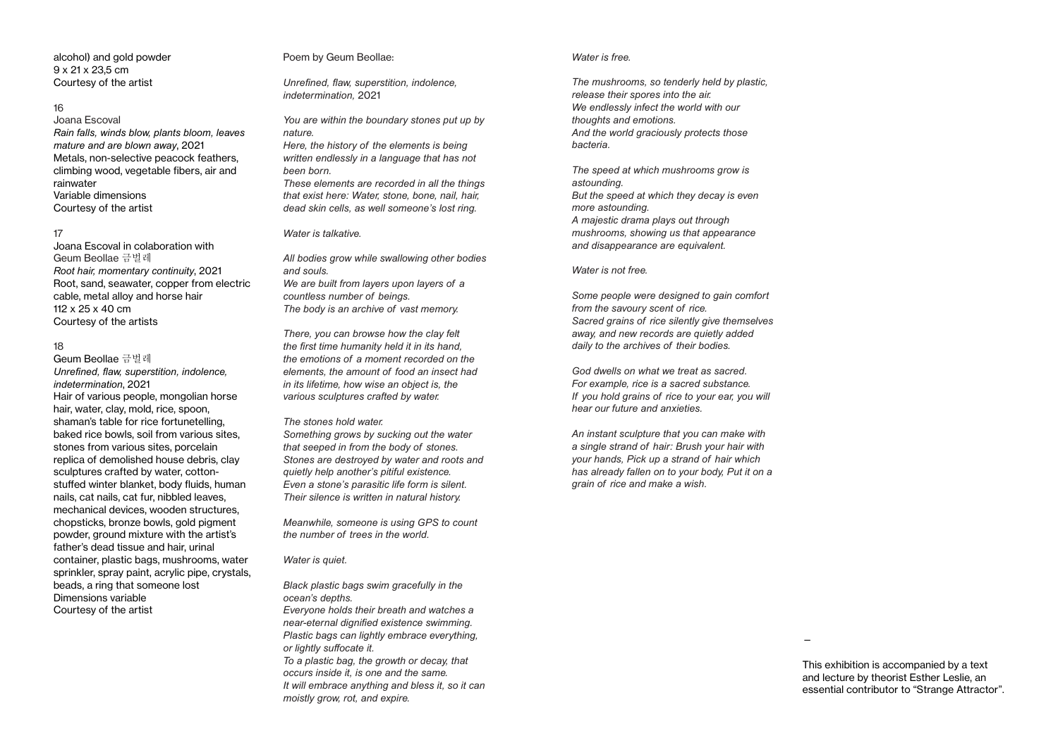alcohol) and gold powder
9 x 21 x 23,5 cm
Courtesy of the artist

16

Joana Escoval
*Rain falls, winds blow, plants bloom, leaves mature and are blown away*, 2021
Metals, non-selective peacock feathers, climbing wood, vegetable fibers, air and rainwater
Variable dimensions
Courtesy of the artist

17

Joana Escoval in colaboration with Geum Beollae 금벌레
*Root hair, momentary continuity*, 2021
Root, sand, seawater, copper from electric cable, metal alloy and horse hair
112 x 25 x 40 cm
Courtesy of the artists

18

Geum Beollae 금벌레
*Unrefined, flaw, superstition, indolence, indetermination*, 2021
Hair of various people, mongolian horse hair, water, clay, mold, rice, spoon, shaman's table for rice fortunetelling, baked rice bowls, soil from various sites, stones from various sites, porcelain replica of demolished house debris, clay sculptures crafted by water, cotton-stuffed winter blanket, body fluids, human nails, cat nails, cat fur, nibbled leaves, mechanical devices, wooden structures, chopsticks, bronze bowls, gold pigment powder, ground mixture with the artist's father's dead tissue and hair, urinal container, plastic bags, mushrooms, water sprinkler, spray paint, acrylic pipe, crystals, beads, a ring that someone lost
Dimensions variable
Courtesy of the artist

Poem by Geum Beollae:

*Unrefined, flaw, superstition, indolence, indetermination,* 2021

*You are within the boundary stones put up by nature.*
*Here, the history of the elements is being written endlessly in a language that has not been born.*
*These elements are recorded in all the things that exist here: Water, stone, bone, nail, hair, dead skin cells, as well someone's lost ring.*

*Water is talkative.*

*All bodies grow while swallowing other bodies and souls.*
*We are built from layers upon layers of a countless number of beings.*
*The body is an archive of vast memory.*

*There, you can browse how the clay felt the first time humanity held it in its hand, the emotions of a moment recorded on the elements, the amount of food an insect had in its lifetime, how wise an object is, the various sculptures crafted by water.*

*The stones hold water.*
*Something grows by sucking out the water that seeped in from the body of stones.*
*Stones are destroyed by water and roots and quietly help another's pitiful existence.*
*Even a stone's parasitic life form is silent.*
*Their silence is written in natural history.*

*Meanwhile, someone is using GPS to count the number of trees in the world.*

*Water is quiet.*

*Black plastic bags swim gracefully in the ocean's depths.*
*Everyone holds their breath and watches a near-eternal dignified existence swimming.*
*Plastic bags can lightly embrace everything, or lightly suffocate it.*
*To a plastic bag, the growth or decay, that occurs inside it, is one and the same.*
*It will embrace anything and bless it, so it can moistly grow, rot, and expire.*

*Water is free.*

*The mushrooms, so tenderly held by plastic, release their spores into the air.*
*We endlessly infect the world with our thoughts and emotions.*
*And the world graciously protects those bacteria.*

*The speed at which mushrooms grow is astounding.*
*But the speed at which they decay is even more astounding.*
*A majestic drama plays out through mushrooms, showing us that appearance and disappearance are equivalent.*

*Water is not free.*

*Some people were designed to gain comfort from the savoury scent of rice.*
*Sacred grains of rice silently give themselves away, and new records are quietly added daily to the archives of their bodies.*

*God dwells on what we treat as sacred.*
*For example, rice is a sacred substance.*
*If you hold grains of rice to your ear, you will hear our future and anxieties.*

*An instant sculpture that you can make with a single strand of hair: Brush your hair with your hands, Pick up a strand of hair which has already fallen on to your body, Put it on a grain of rice and make a wish.*

–

This exhibition is accompanied by a text and lecture by theorist Esther Leslie, an essential contributor to "Strange Attractor".